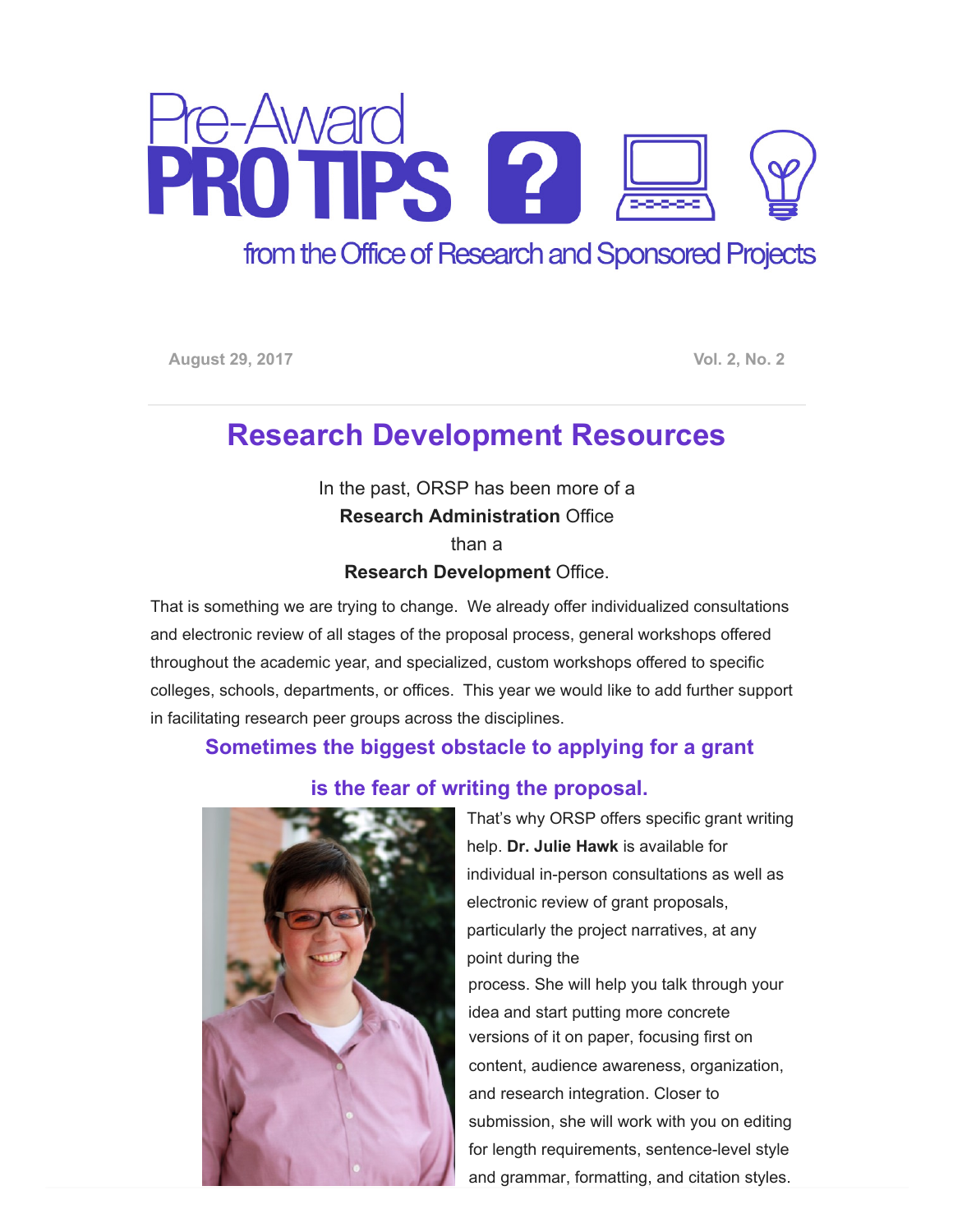# Pre-Award PRO TIPS

from the Office of Research and Sponsored Projects

August 29, 2017 Vol. 2, No. 2

## Research Development Resources

In the past, ORSP has been more of a **Research Administration** Office than a **Research Development** Office.

That is something we are trying to change. We already offer individualized consultations and electronic review of all stages of the proposal process, general workshops offered throughout the academic year, and specialized, custom workshops offered to specific colleges, schools, departments, or offices. This year we would like to add further support in facilitating research peer groups across the disciplines.

### Sometimes the biggest obstacle to applying for a grant is the fear of writing the proposal.

That's why ORSP offers specific grant writing help. **Dr. Julie Hawk** is available for individual in-person consultations as well as electronic review of grant proposals, particularly the project narratives, at any point during the process. She will help you talk through your idea and start putting more concrete versions of it on paper, focusing first on content, audience awareness, organization, and research integration. Closer to submission, she will work with you on editing for length requirements, sentence-level style and grammar, formatting, and citation styles.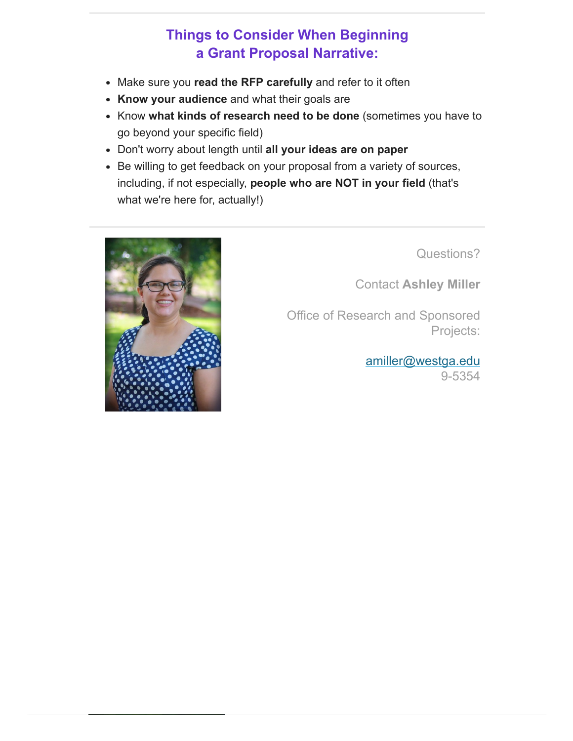## Things to Consider When Beginning a Grant Proposal Narrative:

- Make sure you **read the RFP carefully** and refer to it often
- **Know your audience** and what their goals are
- Know **what kinds of research need to be done** (sometimes you have to go beyond your specific field)
- Don't worry about length until **all your ideas are on paper**
- Be willing to get feedback on your proposal from a variety of sources, including, if not especially, **people who are NOT in your field** (that's what we're here for, actually!)

---

Questions?

Contact **Ashley Miller**

Office of Research and Sponsored Projects:

amiller@westga.edu
9-5354